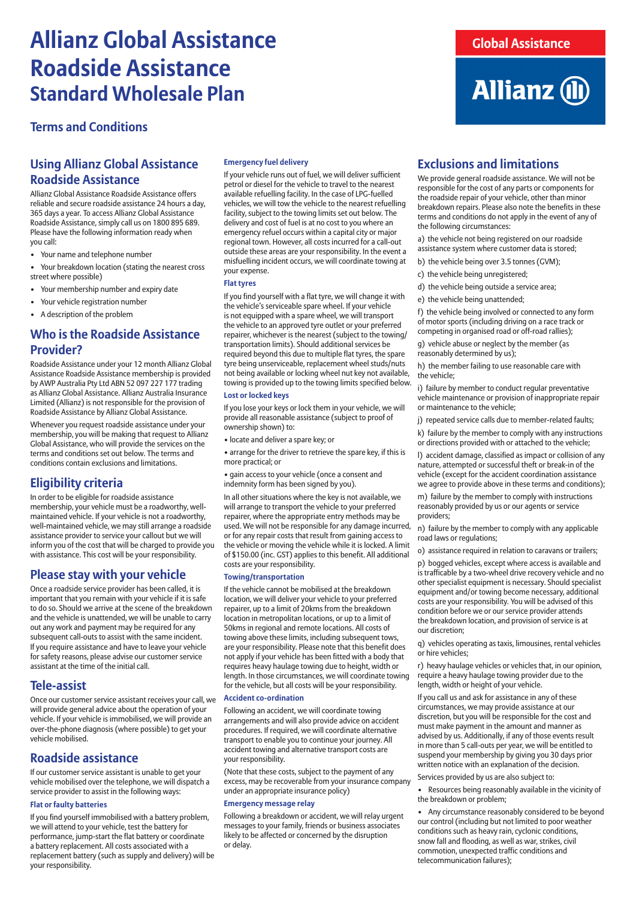# Allianz Global Assistance Roadside Assistance Standard Wholesale Plan

Global Assistance

Allianz

## Terms and Conditions

## Using Allianz Global Assistance Roadside Assistance

Allianz Global Assistance Roadside Assistance offers reliable and secure roadside assistance 24 hours a day, 365 days a year. To access Allianz Global Assistance Roadside Assistance, simply call us on 1800 895 689. Please have the following information ready when you call:

- Your name and telephone number
- Your breakdown location (stating the nearest cross street where possible)
- Your membership number and expiry date
- Your vehicle registration number
- A description of the problem

## Who is the Roadside Assistance Provider?

Roadside Assistance under your 12 month Allianz Global Assistance Roadside Assistance membership is provided by AWP Australia Pty Ltd ABN 52 097 227 177 trading as Allianz Global Assistance. Allianz Australia Insurance Limited (Allianz) is not responsible for the provision of Roadside Assistance by Allianz Global Assistance.

Whenever you request roadside assistance under your membership, you will be making that request to Allianz Global Assistance, who will provide the services on the terms and conditions set out below. The terms and conditions contain exclusions and limitations.

## Eligibility criteria

In order to be eligible for roadside assistance membership, your vehicle must be a roadworthy, well-maintained vehicle. If your vehicle is not a roadworthy, well-maintained vehicle, we may still arrange a roadside assistance provider to service your callout but we will inform you of the cost that will be charged to provide you with assistance. This cost will be your responsibility.

## Please stay with your vehicle

Once a roadside service provider has been called, it is important that you remain with your vehicle if it is safe to do so. Should we arrive at the scene of the breakdown and the vehicle is unattended, we will be unable to carry out any work and payment may be required for any subsequent call-outs to assist with the same incident. If you require assistance and have to leave your vehicle for safety reasons, please advise our customer service assistant at the time of the initial call.

## Tele-assist

Once our customer service assistant receives your call, we will provide general advice about the operation of your vehicle. If your vehicle is immobilised, we will provide an over-the-phone diagnosis (where possible) to get your vehicle mobilised.

## Roadside assistance

If our customer service assistant is unable to get your vehicle mobilised over the telephone, we will dispatch a service provider to assist in the following ways:

### Flat or faulty batteries

If you find yourself immobilised with a battery problem, we will attend to your vehicle, test the battery for performance, jump-start the flat battery or coordinate a battery replacement. All costs associated with a replacement battery (such as supply and delivery) will be your responsibility.

### Emergency fuel delivery

If your vehicle runs out of fuel, we will deliver sufficient petrol or diesel for the vehicle to travel to the nearest available refuelling facility. In the case of LPG-fuelled vehicles, we will tow the vehicle to the nearest refuelling facility, subject to the towing limits set out below. The delivery and cost of fuel is at no cost to you where an emergency refuel occurs within a capital city or major regional town. However, all costs incurred for a call-out outside these areas are your responsibility. In the event a misfuelling incident occurs, we will coordinate towing at your expense.

### Flat tyres

If you find yourself with a flat tyre, we will change it with the vehicle's serviceable spare wheel. If your vehicle is not equipped with a spare wheel, we will transport the vehicle to an approved tyre outlet or your preferred repairer, whichever is the nearest (subject to the towing/transportation limits). Should additional services be required beyond this due to multiple flat tyres, the spare tyre being unserviceable, replacement wheel studs/nuts not being available or locking wheel nut key not available, towing is provided up to the towing limits specified below.

### Lost or locked keys

If you lose your keys or lock them in your vehicle, we will provide all reasonable assistance (subject to proof of ownership shown) to:

- locate and deliver a spare key; or
- arrange for the driver to retrieve the spare key, if this is more practical; or
- gain access to your vehicle (once a consent and indemnity form has been signed by you).

In all other situations where the key is not available, we will arrange to transport the vehicle to your preferred repairer, where the appropriate entry methods may be used. We will not be responsible for any damage incurred, or for any repair costs that result from gaining access to the vehicle or moving the vehicle while it is locked. A limit of $150.00 (inc. GST) applies to this benefit. All additional costs are your responsibility.

### Towing/transportation

If the vehicle cannot be mobilised at the breakdown location, we will deliver your vehicle to your preferred repairer, up to a limit of 20kms from the breakdown location in metropolitan locations, or up to a limit of 50kms in regional and remote locations. All costs of towing above these limits, including subsequent tows, are your responsibility. Please note that this benefit does not apply if your vehicle has been fitted with a body that requires heavy haulage towing due to height, width or length. In those circumstances, we will coordinate towing for the vehicle, but all costs will be your responsibility.

### Accident co-ordination

Following an accident, we will coordinate towing arrangements and will also provide advice on accident procedures. If required, we will coordinate alternative transport to enable you to continue your journey. All accident towing and alternative transport costs are your responsibility.

(Note that these costs, subject to the payment of any excess, may be recoverable from your insurance company under an appropriate insurance policy)

### Emergency message relay

Following a breakdown or accident, we will relay urgent messages to your family, friends or business associates likely to be affected or concerned by the disruption or delay.

## Exclusions and limitations

We provide general roadside assistance. We will not be responsible for the cost of any parts or components for the roadside repair of your vehicle, other than minor breakdown repairs. Please also note the benefits in these terms and conditions do not apply in the event of any of the following circumstances:

a) the vehicle not being registered on our roadside assistance system where customer data is stored;

b) the vehicle being over 3.5 tonnes (GVM);

c) the vehicle being unregistered;

d) the vehicle being outside a service area;

e) the vehicle being unattended;

f) the vehicle being involved or connected to any form of motor sports (including driving on a race track or competing in organised road or off-road rallies);

g) vehicle abuse or neglect by the member (as reasonably determined by us);

h) the member failing to use reasonable care with the vehicle;

i) failure by member to conduct regular preventative vehicle maintenance or provision of inappropriate repair or maintenance to the vehicle;

j) repeated service calls due to member-related faults;

k) failure by the member to comply with any instructions or directions provided with or attached to the vehicle;

l) accident damage, classified as impact or collision of any nature, attempted or successful theft or break-in of the vehicle (except for the accident coordination assistance we agree to provide above in these terms and conditions);

m) failure by the member to comply with instructions reasonably provided by us or our agents or service providers;

n) failure by the member to comply with any applicable road laws or regulations;

o) assistance required in relation to caravans or trailers;

p) bogged vehicles, except where access is available and is trafficable by a two-wheel drive recovery vehicle and no other specialist equipment is necessary. Should specialist equipment and/or towing become necessary, additional costs are your responsibility. You will be advised of this condition before we or our service provider attends the breakdown location, and provision of service is at our discretion;

q) vehicles operating as taxis, limousines, rental vehicles or hire vehicles;

r) heavy haulage vehicles or vehicles that, in our opinion, require a heavy haulage towing provider due to the length, width or height of your vehicle.

If you call us and ask for assistance in any of these circumstances, we may provide assistance at our discretion, but you will be responsible for the cost and must make payment in the amount and manner as advised by us. Additionally, if any of those events result in more than 5 call-outs per year, we will be entitled to suspend your membership by giving you 30 days prior written notice with an explanation of the decision.

Services provided by us are also subject to:

- Resources being reasonably available in the vicinity of the breakdown or problem;
- Any circumstance reasonably considered to be beyond our control (including but not limited to poor weather conditions such as heavy rain, cyclonic conditions, snow fall and flooding, as well as war, strikes, civil commotion, unexpected traffic conditions and telecommunication failures);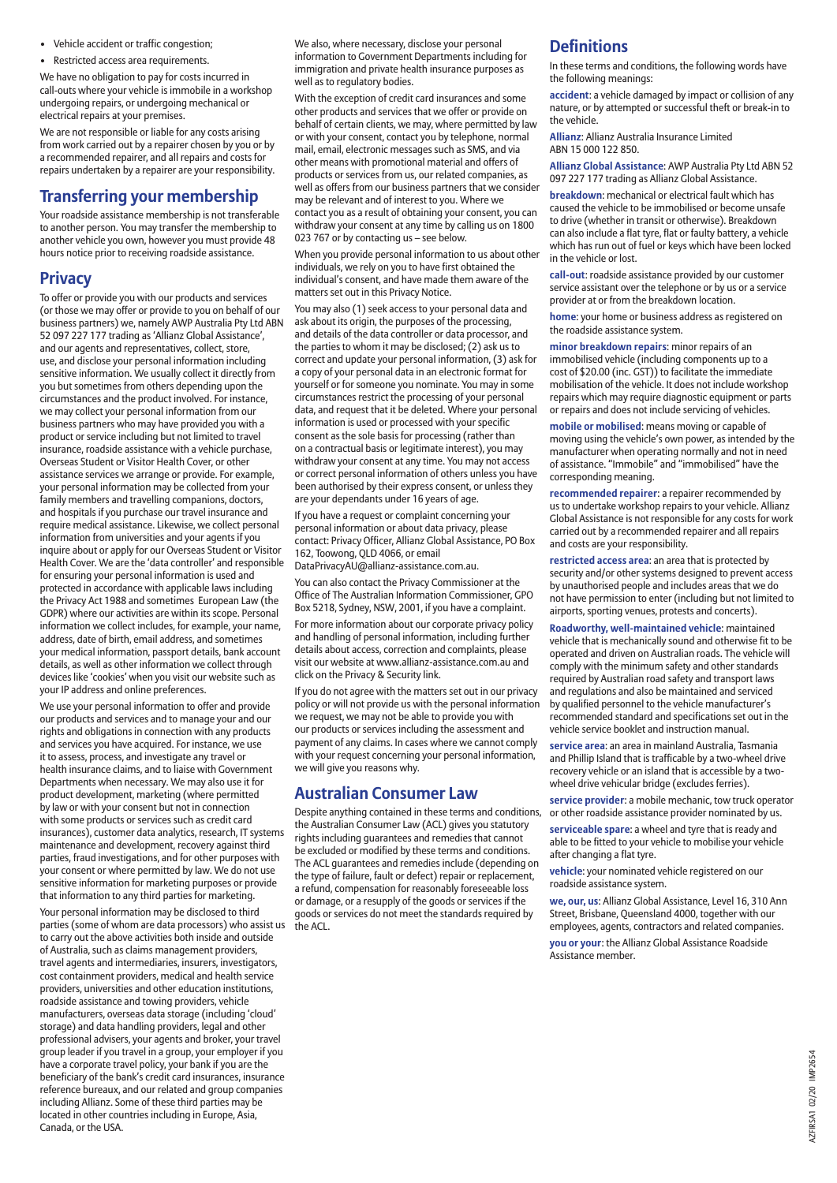- Vehicle accident or traffic congestion;
- Restricted access area requirements.

We have no obligation to pay for costs incurred in call-outs where your vehicle is immobile in a workshop undergoing repairs, or undergoing mechanical or electrical repairs at your premises.

We are not responsible or liable for any costs arising from work carried out by a repairer chosen by you or by a recommended repairer, and all repairs and costs for repairs undertaken by a repairer are your responsibility.

## Transferring your membership

Your roadside assistance membership is not transferable to another person. You may transfer the membership to another vehicle you own, however you must provide 48 hours notice prior to receiving roadside assistance.

## Privacy

To offer or provide you with our products and services (or those we may offer or provide to you on behalf of our business partners) we, namely AWP Australia Pty Ltd ABN 52 097 227 177 trading as 'Allianz Global Assistance', and our agents and representatives, collect, store, use, and disclose your personal information including sensitive information. We usually collect it directly from you but sometimes from others depending upon the circumstances and the product involved. For instance, we may collect your personal information from our business partners who may have provided you with a product or service including but not limited to travel insurance, roadside assistance with a vehicle purchase, Overseas Student or Visitor Health Cover, or other assistance services we arrange or provide. For example, your personal information may be collected from your family members and travelling companions, doctors, and hospitals if you purchase our travel insurance and require medical assistance. Likewise, we collect personal information from universities and your agents if you inquire about or apply for our Overseas Student or Visitor Health Cover. We are the 'data controller' and responsible for ensuring your personal information is used and protected in accordance with applicable laws including the Privacy Act 1988 and sometimes European Law (the GDPR) where our activities are within its scope. Personal information we collect includes, for example, your name, address, date of birth, email address, and sometimes your medical information, passport details, bank account details, as well as other information we collect through devices like 'cookies' when you visit our website such as your IP address and online preferences.

We use your personal information to offer and provide our products and services and to manage your and our rights and obligations in connection with any products and services you have acquired. For instance, we use it to assess, process, and investigate any travel or health insurance claims, and to liaise with Government Departments when necessary. We may also use it for product development, marketing (where permitted by law or with your consent but not in connection with some products or services such as credit card insurances), customer data analytics, research, IT systems maintenance and development, recovery against third parties, fraud investigations, and for other purposes with your consent or where permitted by law. We do not use sensitive information for marketing purposes or provide that information to any third parties for marketing.

Your personal information may be disclosed to third parties (some of whom are data processors) who assist us to carry out the above activities both inside and outside of Australia, such as claims management providers, travel agents and intermediaries, insurers, investigators, cost containment providers, medical and health service providers, universities and other education institutions, roadside assistance and towing providers, vehicle manufacturers, overseas data storage (including 'cloud' storage) and data handling providers, legal and other professional advisers, your agents and broker, your travel group leader if you travel in a group, your employer if you have a corporate travel policy, your bank if you are the beneficiary of the bank's credit card insurances, insurance reference bureaux, and our related and group companies including Allianz. Some of these third parties may be located in other countries including in Europe, Asia, Canada, or the USA.

We also, where necessary, disclose your personal information to Government Departments including for immigration and private health insurance purposes as well as to regulatory bodies.

With the exception of credit card insurances and some other products and services that we offer or provide on behalf of certain clients, we may, where permitted by law or with your consent, contact you by telephone, normal mail, email, electronic messages such as SMS, and via other means with promotional material and offers of products or services from us, our related companies, as well as offers from our business partners that we consider may be relevant and of interest to you. Where we contact you as a result of obtaining your consent, you can withdraw your consent at any time by calling us on 1800 023 767 or by contacting us – see below.

When you provide personal information to us about other individuals, we rely on you to have first obtained the individual's consent, and have made them aware of the matters set out in this Privacy Notice.

You may also (1) seek access to your personal data and ask about its origin, the purposes of the processing, and details of the data controller or data processor, and the parties to whom it may be disclosed; (2) ask us to correct and update your personal information, (3) ask for a copy of your personal data in an electronic format for yourself or for someone you nominate. You may in some circumstances restrict the processing of your personal data, and request that it be deleted. Where your personal information is used or processed with your specific consent as the sole basis for processing (rather than on a contractual basis or legitimate interest), you may withdraw your consent at any time. You may not access or correct personal information of others unless you have been authorised by their express consent, or unless they are your dependants under 16 years of age.

If you have a request or complaint concerning your personal information or about data privacy, please contact: Privacy Officer, Allianz Global Assistance, PO Box 162, Toowong, QLD 4066, or email DataPrivacyAU@allianz-assistance.com.au.

You can also contact the Privacy Commissioner at the Office of The Australian Information Commissioner, GPO Box 5218, Sydney, NSW, 2001, if you have a complaint.

For more information about our corporate privacy policy and handling of personal information, including further details about access, correction and complaints, please visit our website at www.allianz-assistance.com.au and click on the Privacy & Security link.

If you do not agree with the matters set out in our privacy policy or will not provide us with the personal information we request, we may not be able to provide you with our products or services including the assessment and payment of any claims. In cases where we cannot comply with your request concerning your personal information, we will give you reasons why.

## Australian Consumer Law

Despite anything contained in these terms and conditions, the Australian Consumer Law (ACL) gives you statutory rights including guarantees and remedies that cannot be excluded or modified by these terms and conditions. The ACL guarantees and remedies include (depending on the type of failure, fault or defect) repair or replacement, a refund, compensation for reasonably foreseeable loss or damage, or a resupply of the goods or services if the goods or services do not meet the standards required by the ACL.

## Definitions

In these terms and conditions, the following words have the following meanings:

**accident**: a vehicle damaged by impact or collision of any nature, or by attempted or successful theft or break-in to the vehicle.

**Allianz**: Allianz Australia Insurance Limited ABN 15 000 122 850.

**Allianz Global Assistance**: AWP Australia Pty Ltd ABN 52 097 227 177 trading as Allianz Global Assistance.

**breakdown**: mechanical or electrical fault which has caused the vehicle to be immobilised or become unsafe to drive (whether in transit or otherwise). Breakdown can also include a flat tyre, flat or faulty battery, a vehicle which has run out of fuel or keys which have been locked in the vehicle or lost.

**call-out**: roadside assistance provided by our customer service assistant over the telephone or by us or a service provider at or from the breakdown location.

**home**: your home or business address as registered on the roadside assistance system.

**minor breakdown repairs**: minor repairs of an immobilised vehicle (including components up to a cost of $20.00 (inc. GST)) to facilitate the immediate mobilisation of the vehicle. It does not include workshop repairs which may require diagnostic equipment or parts or repairs and does not include servicing of vehicles.

**mobile or mobilised**: means moving or capable of moving using the vehicle's own power, as intended by the manufacturer when operating normally and not in need of assistance. "Immobile" and "immobilised" have the corresponding meaning.

**recommended repairer**: a repairer recommended by us to undertake workshop repairs to your vehicle. Allianz Global Assistance is not responsible for any costs for work carried out by a recommended repairer and all repairs and costs are your responsibility.

**restricted access area**: an area that is protected by security and/or other systems designed to prevent access by unauthorised people and includes areas that we do not have permission to enter (including but not limited to airports, sporting venues, protests and concerts).

**Roadworthy, well-maintained vehicle**: maintained vehicle that is mechanically sound and otherwise fit to be operated and driven on Australian roads. The vehicle will comply with the minimum safety and other standards required by Australian road safety and transport laws and regulations and also be maintained and serviced by qualified personnel to the vehicle manufacturer's recommended standard and specifications set out in the vehicle service booklet and instruction manual.

**service area**: an area in mainland Australia, Tasmania and Phillip Island that is trafficable by a two-wheel drive recovery vehicle or an island that is accessible by a two-wheel drive vehicular bridge (excludes ferries).

**service provider**: a mobile mechanic, tow truck operator or other roadside assistance provider nominated by us.

**serviceable spare**: a wheel and tyre that is ready and able to be fitted to your vehicle to mobilise your vehicle after changing a flat tyre.

**vehicle**: your nominated vehicle registered on our roadside assistance system.

**we, our, us**: Allianz Global Assistance, Level 16, 310 Ann Street, Brisbane, Queensland 4000, together with our employees, agents, contractors and related companies.

**you or your**: the Allianz Global Assistance Roadside Assistance member.

AZFRSA1 02/20 IMP2654